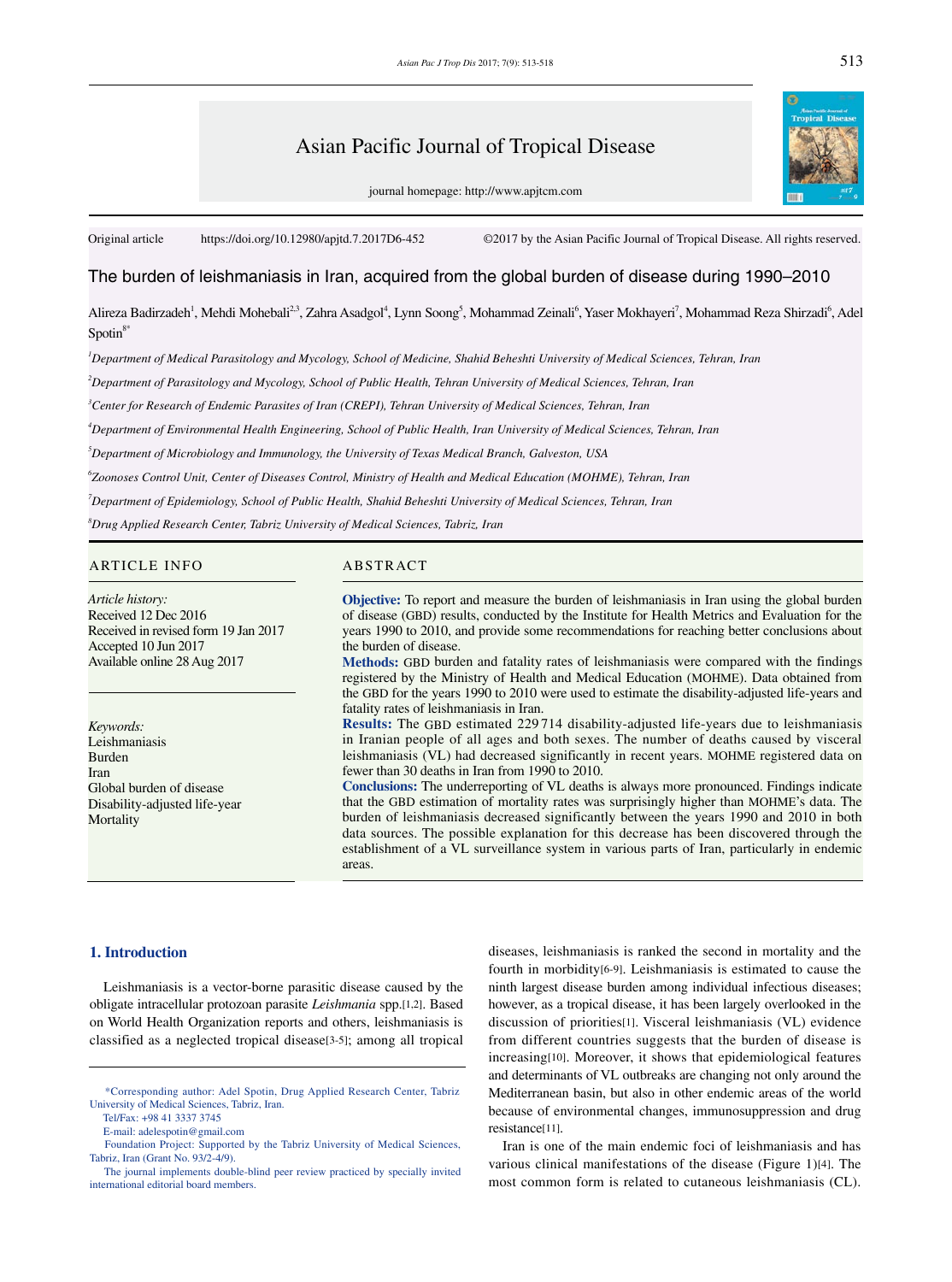Asian Pacific Journal of Tropical Disease

journal homepage: http://www.apjtcm.com

Original article https://doi.org/10.12980/apjtd.7.2017D6-452 ©2017 by the Asian Pacific Journal of Tropical Disease. All rights reserved.

# The burden of leishmaniasis in Iran, acquired from the global burden of disease during 1990–2010

Alireza Badirzadeh[1], Mehdi Mohebali[2,3], Zahra Asadgol[4], Lynn Soong[5], Mohammad Zeinali[6], Yaser Mokhayeri[7], Mohammad Reza Shirzadi[6], Adel Spotin[8*]

[1]*Department of Medical Parasitology and Mycology, School of Medicine, Shahid Beheshti University of Medical Sciences, Tehran, Iran*

[2]*Department of Parasitology and Mycology, School of Public Health, Tehran University of Medical Sciences, Tehran, Iran*

[3]*Center for Research of Endemic Parasites of Iran (CREPI), Tehran University of Medical Sciences, Tehran, Iran*

[4]*Department of Environmental Health Engineering, School of Public Health, Iran University of Medical Sciences, Tehran, Iran*

[5]*Department of Microbiology and Immunology, the University of Texas Medical Branch, Galveston, USA*

[6]*Zoonoses Control Unit, Center of Diseases Control, Ministry of Health and Medical Education (MOHME), Tehran, Iran*

[7]*Department of Epidemiology, School of Public Health, Shahid Beheshti University of Medical Sciences, Tehran, Iran*

[8]*Drug Applied Research Center, Tabriz University of Medical Sciences, Tabriz, Iran*

## ARTICLE INFO

*Article history:*
Received 12 Dec 2016
Received in revised form 19 Jan 2017
Accepted 10 Jun 2017
Available online 28 Aug 2017

*Keywords:*
Leishmaniasis
Burden
Iran
Global burden of disease
Disability-adjusted life-year
Mortality

## ABSTRACT

**Objective:** To report and measure the burden of leishmaniasis in Iran using the global burden of disease (GBD) results, conducted by the Institute for Health Metrics and Evaluation for the years 1990 to 2010, and provide some recommendations for reaching better conclusions about the burden of disease.

**Methods:** GBD burden and fatality rates of leishmaniasis were compared with the findings registered by the Ministry of Health and Medical Education (MOHME). Data obtained from the GBD for the years 1990 to 2010 were used to estimate the disability-adjusted life-years and fatality rates of leishmaniasis in Iran.

**Results:** The GBD estimated 229 714 disability-adjusted life-years due to leishmaniasis in Iranian people of all ages and both sexes. The number of deaths caused by visceral leishmaniasis (VL) had decreased significantly in recent years. MOHME registered data on fewer than 30 deaths in Iran from 1990 to 2010.

**Conclusions:** The underreporting of VL deaths is always more pronounced. Findings indicate that the GBD estimation of mortality rates was surprisingly higher than MOHME's data. The burden of leishmaniasis decreased significantly between the years 1990 and 2010 in both data sources. The possible explanation for this decrease has been discovered through the establishment of a VL surveillance system in various parts of Iran, particularly in endemic areas.

## 1. Introduction

Leishmaniasis is a vector-borne parasitic disease caused by the obligate intracellular protozoan parasite *Leishmania* spp.[1,2]. Based on World Health Organization reports and others, leishmaniasis is classified as a neglected tropical disease[3-5]; among all tropical diseases, leishmaniasis is ranked the second in mortality and the fourth in morbidity[6-9]. Leishmaniasis is estimated to cause the ninth largest disease burden among individual infectious diseases; however, as a tropical disease, it has been largely overlooked in the discussion of priorities[1]. Visceral leishmaniasis (VL) evidence from different countries suggests that the burden of disease is increasing[10]. Moreover, it shows that epidemiological features and determinants of VL outbreaks are changing not only around the Mediterranean basin, but also in other endemic areas of the world because of environmental changes, immunosuppression and drug resistance[11].

Iran is one of the main endemic foci of leishmaniasis and has various clinical manifestations of the disease (Figure 1)[4]. The most common form is related to cutaneous leishmaniasis (CL).

*Corresponding author: Adel Spotin, Drug Applied Research Center, Tabriz University of Medical Sciences, Tabriz, Iran.
Tel/Fax: +98 41 3337 3745
E-mail: adelespotin@gmail.com
Foundation Project: Supported by the Tabriz University of Medical Sciences, Tabriz, Iran (Grant No. 93/2-4/9).
The journal implements double-blind peer review practiced by specially invited international editorial board members.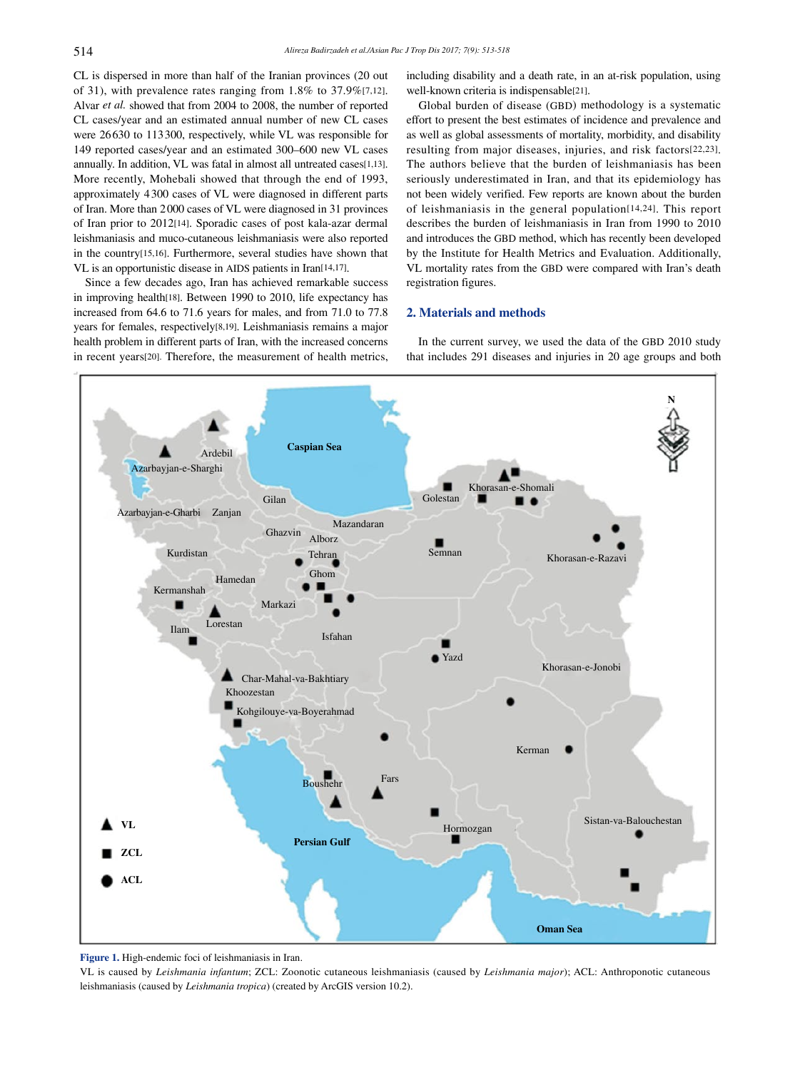CL is dispersed in more than half of the Iranian provinces (20 out of 31), with prevalence rates ranging from 1.8% to 37.9%[7,12]. Alvar *et al.* showed that from 2004 to 2008, the number of reported CL cases/year and an estimated annual number of new CL cases were 26 630 to 113 300, respectively, while VL was responsible for 149 reported cases/year and an estimated 300–600 new VL cases annually. In addition, VL was fatal in almost all untreated cases[1,13]. More recently, Mohebali showed that through the end of 1993, approximately 4 300 cases of VL were diagnosed in different parts of Iran. More than 2 000 cases of VL were diagnosed in 31 provinces of Iran prior to 2012[14]. Sporadic cases of post kala-azar dermal leishmaniasis and muco-cutaneous leishmaniasis were also reported in the country[15,16]. Furthermore, several studies have shown that VL is an opportunistic disease in AIDS patients in Iran[14,17].

Since a few decades ago, Iran has achieved remarkable success in improving health[18]. Between 1990 to 2010, life expectancy has increased from 64.6 to 71.6 years for males, and from 71.0 to 77.8 years for females, respectively[8,19]. Leishmaniasis remains a major health problem in different parts of Iran, with the increased concerns in recent years[20]. Therefore, the measurement of health metrics, including disability and a death rate, in an at-risk population, using well-known criteria is indispensable[21].

Global burden of disease (GBD) methodology is a systematic effort to present the best estimates of incidence and prevalence and as well as global assessments of mortality, morbidity, and disability resulting from major diseases, injuries, and risk factors[22,23]. The authors believe that the burden of leishmaniasis has been seriously underestimated in Iran, and that its epidemiology has not been widely verified. Few reports are known about the burden of leishmaniasis in the general population[14,24]. This report describes the burden of leishmaniasis in Iran from 1990 to 2010 and introduces the GBD method, which has recently been developed by the Institute for Health Metrics and Evaluation. Additionally, VL mortality rates from the GBD were compared with Iran's death registration figures.

## 2. Materials and methods

In the current survey, we used the data of the GBD 2010 study that includes 291 diseases and injuries in 20 age groups and both

**Figure 1.** High-endemic foci of leishmaniasis in Iran.

VL is caused by *Leishmania infantum*; ZCL: Zoonotic cutaneous leishmaniasis (caused by *Leishmania major*); ACL: Anthroponotic cutaneous leishmaniasis (caused by *Leishmania tropica*) (created by ArcGIS version 10.2).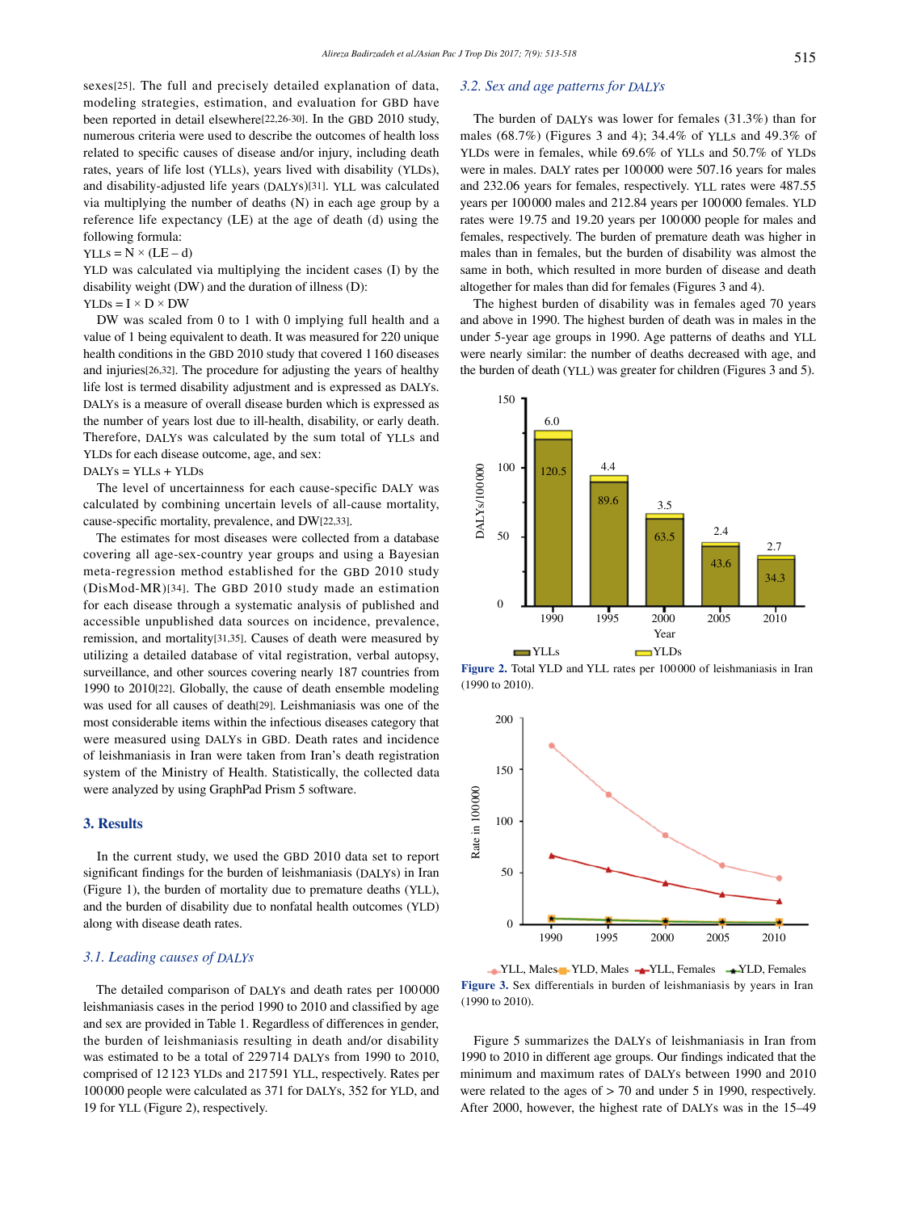sexes[25]. The full and precisely detailed explanation of data, modeling strategies, estimation, and evaluation for GBD have been reported in detail elsewhere[22,26-30]. In the GBD 2010 study, numerous criteria were used to describe the outcomes of health loss related to specific causes of disease and/or injury, including death rates, years of life lost (YLLs), years lived with disability (YLDs), and disability-adjusted life years (DALYs)[31]. YLL was calculated via multiplying the number of deaths (N) in each age group by a reference life expectancy (LE) at the age of death (d) using the following formula:

YLLs = N × (LE – d)

YLD was calculated via multiplying the incident cases (I) by the disability weight (DW) and the duration of illness (D):

YLDs = I × D × DW

DW was scaled from 0 to 1 with 0 implying full health and a value of 1 being equivalent to death. It was measured for 220 unique health conditions in the GBD 2010 study that covered 1 160 diseases and injuries[26,32]. The procedure for adjusting the years of healthy life lost is termed disability adjustment and is expressed as DALYs. DALYs is a measure of overall disease burden which is expressed as the number of years lost due to ill-health, disability, or early death. Therefore, DALYs was calculated by the sum total of YLLs and YLDs for each disease outcome, age, and sex:

DALYs = YLLs + YLDs

The level of uncertainness for each cause-specific DALY was calculated by combining uncertain levels of all-cause mortality, cause-specific mortality, prevalence, and DW[22,33].

The estimates for most diseases were collected from a database covering all age-sex-country year groups and using a Bayesian meta-regression method established for the GBD 2010 study (DisMod-MR)[34]. The GBD 2010 study made an estimation for each disease through a systematic analysis of published and accessible unpublished data sources on incidence, prevalence, remission, and mortality[31,35]. Causes of death were measured by utilizing a detailed database of vital registration, verbal autopsy, surveillance, and other sources covering nearly 187 countries from 1990 to 2010[22]. Globally, the cause of death ensemble modeling was used for all causes of death[29]. Leishmaniasis was one of the most considerable items within the infectious diseases category that were measured using DALYs in GBD. Death rates and incidence of leishmaniasis in Iran were taken from Iran's death registration system of the Ministry of Health. Statistically, the collected data were analyzed by using GraphPad Prism 5 software.

## 3. Results

In the current study, we used the GBD 2010 data set to report significant findings for the burden of leishmaniasis (DALYs) in Iran (Figure 1), the burden of mortality due to premature deaths (YLL), and the burden of disability due to nonfatal health outcomes (YLD) along with disease death rates.

### 3.1. Leading causes of DALYs

The detailed comparison of DALYs and death rates per 100 000 leishmaniasis cases in the period 1990 to 2010 and classified by age and sex are provided in Table 1. Regardless of differences in gender, the burden of leishmaniasis resulting in death and/or disability was estimated to be a total of 229 714 DALYs from 1990 to 2010, comprised of 12 123 YLDs and 217 591 YLL, respectively. Rates per 100 000 people were calculated as 371 for DALYs, 352 for YLD, and 19 for YLL (Figure 2), respectively.

### 3.2. Sex and age patterns for DALYs

The burden of DALYs was lower for females (31.3%) than for males (68.7%) (Figures 3 and 4); 34.4% of YLLs and 49.3% of YLDs were in females, while 69.6% of YLLs and 50.7% of YLDs were in males. DALY rates per 100 000 were 507.16 years for males and 232.06 years for females, respectively. YLL rates were 487.55 years per 100 000 males and 212.84 years per 100 000 females. YLD rates were 19.75 and 19.20 years per 100 000 people for males and females, respectively. The burden of premature death was higher in males than in females, but the burden of disability was almost the same in both, which resulted in more burden of disease and death altogether for males than did for females (Figures 3 and 4).

The highest burden of disability was in females aged 70 years and above in 1990. The highest burden of death was in the under 5-year age groups in 1990. Age patterns of deaths and YLL were nearly similar: the number of deaths decreased with age, and the burden of death (YLL) was greater for children (Figures 3 and 5).

**Figure 2.** Total YLD and YLL rates per 100 000 of leishmaniasis in Iran (1990 to 2010).

**Figure 3.** Sex differentials in burden of leishmaniasis by years in Iran (1990 to 2010).

Figure 5 summarizes the DALYs of leishmaniasis in Iran from 1990 to 2010 in different age groups. Our findings indicated that the minimum and maximum rates of DALYs between 1990 and 2010 were related to the ages of > 70 and under 5 in 1990, respectively. After 2000, however, the highest rate of DALYs was in the 15–49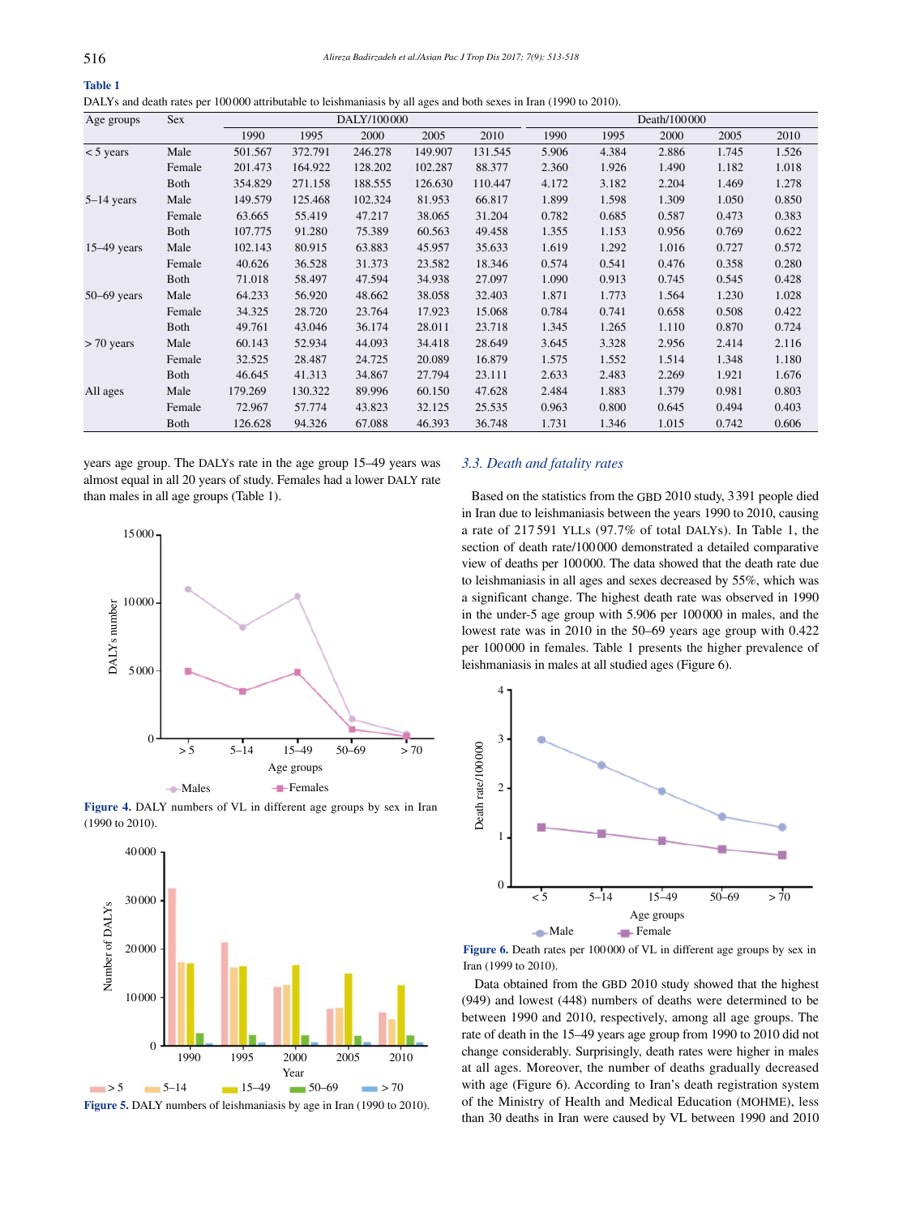**Table 1**

DALYs and death rates per 100 000 attributable to leishmaniasis by all ages and both sexes in Iran (1990 to 2010).

| Age groups | Sex | DALY/100 000 | | | | | Death/100 000 | | | | |
|---|---|---|---|---|---|---|---|---|---|---|---|
| | | 1990 | 1995 | 2000 | 2005 | 2010 | 1990 | 1995 | 2000 | 2005 | 2010 |
| < 5 years | Male | 501.567 | 372.791 | 246.278 | 149.907 | 131.545 | 5.906 | 4.384 | 2.886 | 1.745 | 1.526 |
| | Female | 201.473 | 164.922 | 128.202 | 102.287 | 88.377 | 2.360 | 1.926 | 1.490 | 1.182 | 1.018 |
| | Both | 354.829 | 271.158 | 188.555 | 126.630 | 110.447 | 4.172 | 3.182 | 2.204 | 1.469 | 1.278 |
| 5–14 years | Male | 149.579 | 125.468 | 102.324 | 81.953 | 66.817 | 1.899 | 1.598 | 1.309 | 1.050 | 0.850 |
| | Female | 63.665 | 55.419 | 47.217 | 38.065 | 31.204 | 0.782 | 0.685 | 0.587 | 0.473 | 0.383 |
| | Both | 107.775 | 91.280 | 75.389 | 60.563 | 49.458 | 1.355 | 1.153 | 0.956 | 0.769 | 0.622 |
| 15–49 years | Male | 102.143 | 80.915 | 63.883 | 45.957 | 35.633 | 1.619 | 1.292 | 1.016 | 0.727 | 0.572 |
| | Female | 40.626 | 36.528 | 31.373 | 23.582 | 18.346 | 0.574 | 0.541 | 0.476 | 0.358 | 0.280 |
| | Both | 71.018 | 58.497 | 47.594 | 34.938 | 27.097 | 1.090 | 0.913 | 0.745 | 0.545 | 0.428 |
| 50–69 years | Male | 64.233 | 56.920 | 48.662 | 38.058 | 32.403 | 1.871 | 1.773 | 1.564 | 1.230 | 1.028 |
| | Female | 34.325 | 28.720 | 23.764 | 17.923 | 15.068 | 0.784 | 0.741 | 0.658 | 0.508 | 0.422 |
| | Both | 49.761 | 43.046 | 36.174 | 28.011 | 23.718 | 1.345 | 1.265 | 1.110 | 0.870 | 0.724 |
| > 70 years | Male | 60.143 | 52.934 | 44.093 | 34.418 | 28.649 | 3.645 | 3.328 | 2.956 | 2.414 | 2.116 |
| | Female | 32.525 | 28.487 | 24.725 | 20.089 | 16.879 | 1.575 | 1.552 | 1.514 | 1.348 | 1.180 |
| | Both | 46.645 | 41.313 | 34.867 | 27.794 | 23.111 | 2.633 | 2.483 | 2.269 | 1.921 | 1.676 |
| All ages | Male | 179.269 | 130.322 | 89.996 | 60.150 | 47.628 | 2.484 | 1.883 | 1.379 | 0.981 | 0.803 |
| | Female | 72.967 | 57.774 | 43.823 | 32.125 | 25.535 | 0.963 | 0.800 | 0.645 | 0.494 | 0.403 |
| | Both | 126.628 | 94.326 | 67.088 | 46.393 | 36.748 | 1.731 | 1.346 | 1.015 | 0.742 | 0.606 |

years age group. The DALYs rate in the age group 15–49 years was almost equal in all 20 years of study. Females had a lower DALY rate than males in all age groups (Table 1).

**Figure 4.** DALY numbers of VL in different age groups by sex in Iran (1990 to 2010).

**Figure 5.** DALY numbers of leishmaniasis by age in Iran (1990 to 2010).

### 3.3. Death and fatality rates

Based on the statistics from the GBD 2010 study, 3 391 people died in Iran due to leishmaniasis between the years 1990 to 2010, causing a rate of 217 591 YLLs (97.7% of total DALYs). In Table 1, the section of death rate/100 000 demonstrated a detailed comparative view of deaths per 100 000. The data showed that the death rate due to leishmaniasis in all ages and sexes decreased by 55%, which was a significant change. The highest death rate was observed in 1990 in the under-5 age group with 5.906 per 100 000 in males, and the lowest rate was in 2010 in the 50–69 years age group with 0.422 per 100 000 in females. Table 1 presents the higher prevalence of leishmaniasis in males at all studied ages (Figure 6).

**Figure 6.** Death rates per 100 000 of VL in different age groups by sex in Iran (1999 to 2010).

Data obtained from the GBD 2010 study showed that the highest (949) and lowest (448) numbers of deaths were determined to be between 1990 and 2010, respectively, among all age groups. The rate of death in the 15–49 years age group from 1990 to 2010 did not change considerably. Surprisingly, death rates were higher in males at all ages. Moreover, the number of deaths gradually decreased with age (Figure 6). According to Iran's death registration system of the Ministry of Health and Medical Education (MOHME), less than 30 deaths in Iran were caused by VL between 1990 and 2010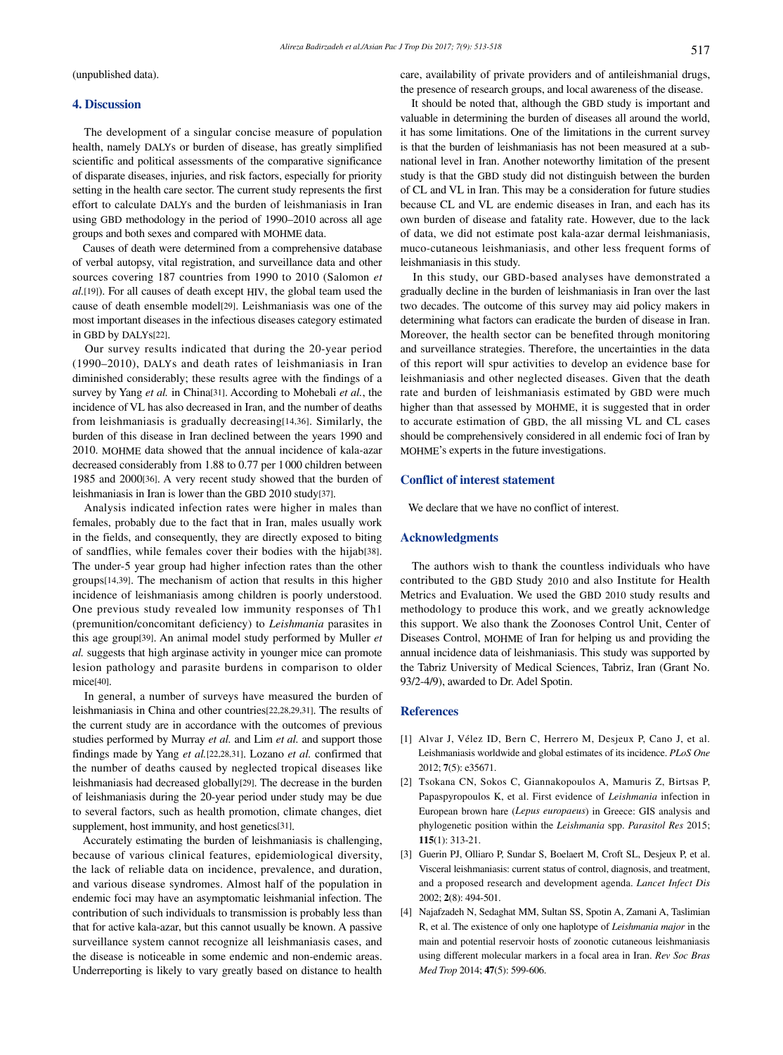(unpublished data).

## 4. Discussion

The development of a singular concise measure of population health, namely DALYs or burden of disease, has greatly simplified scientific and political assessments of the comparative significance of disparate diseases, injuries, and risk factors, especially for priority setting in the health care sector. The current study represents the first effort to calculate DALYs and the burden of leishmaniasis in Iran using GBD methodology in the period of 1990–2010 across all age groups and both sexes and compared with MOHME data.

Causes of death were determined from a comprehensive database of verbal autopsy, vital registration, and surveillance data and other sources covering 187 countries from 1990 to 2010 (Salomon *et al.*[19]). For all causes of death except HIV, the global team used the cause of death ensemble model[29]. Leishmaniasis was one of the most important diseases in the infectious diseases category estimated in GBD by DALYs[22].

Our survey results indicated that during the 20-year period (1990–2010), DALYs and death rates of leishmaniasis in Iran diminished considerably; these results agree with the findings of a survey by Yang *et al.* in China[31]. According to Mohebali *et al.*, the incidence of VL has also decreased in Iran, and the number of deaths from leishmaniasis is gradually decreasing[14,36]. Similarly, the burden of this disease in Iran declined between the years 1990 and 2010. MOHME data showed that the annual incidence of kala-azar decreased considerably from 1.88 to 0.77 per 1 000 children between 1985 and 2000[36]. A very recent study showed that the burden of leishmaniasis in Iran is lower than the GBD 2010 study[37].

Analysis indicated infection rates were higher in males than females, probably due to the fact that in Iran, males usually work in the fields, and consequently, they are directly exposed to biting of sandflies, while females cover their bodies with the hijab[38]. The under-5 year group had higher infection rates than the other groups[14,39]. The mechanism of action that results in this higher incidence of leishmaniasis among children is poorly understood. One previous study revealed low immunity responses of Th1 (premunition/concomitant deficiency) to *Leishmania* parasites in this age group[39]. An animal model study performed by Muller *et al.* suggests that high arginase activity in younger mice can promote lesion pathology and parasite burdens in comparison to older mice[40].

In general, a number of surveys have measured the burden of leishmaniasis in China and other countries[22,28,29,31]. The results of the current study are in accordance with the outcomes of previous studies performed by Murray *et al.* and Lim *et al.* and support those findings made by Yang *et al.*[22,28,31]. Lozano *et al.* confirmed that the number of deaths caused by neglected tropical diseases like leishmaniasis had decreased globally[29]. The decrease in the burden of leishmaniasis during the 20-year period under study may be due to several factors, such as health promotion, climate changes, diet supplement, host immunity, and host genetics[31].

Accurately estimating the burden of leishmaniasis is challenging, because of various clinical features, epidemiological diversity, the lack of reliable data on incidence, prevalence, and duration, and various disease syndromes. Almost half of the population in endemic foci may have an asymptomatic leishmanial infection. The contribution of such individuals to transmission is probably less than that for active kala-azar, but this cannot usually be known. A passive surveillance system cannot recognize all leishmaniasis cases, and the disease is noticeable in some endemic and non-endemic areas. Underreporting is likely to vary greatly based on distance to health care, availability of private providers and of antileishmanial drugs, the presence of research groups, and local awareness of the disease.

It should be noted that, although the GBD study is important and valuable in determining the burden of diseases all around the world, it has some limitations. One of the limitations in the current survey is that the burden of leishmaniasis has not been measured at a sub-national level in Iran. Another noteworthy limitation of the present study is that the GBD study did not distinguish between the burden of CL and VL in Iran. This may be a consideration for future studies because CL and VL are endemic diseases in Iran, and each has its own burden of disease and fatality rate. However, due to the lack of data, we did not estimate post kala-azar dermal leishmaniasis, muco-cutaneous leishmaniasis, and other less frequent forms of leishmaniasis in this study.

In this study, our GBD-based analyses have demonstrated a gradually decline in the burden of leishmaniasis in Iran over the last two decades. The outcome of this survey may aid policy makers in determining what factors can eradicate the burden of disease in Iran. Moreover, the health sector can be benefited through monitoring and surveillance strategies. Therefore, the uncertainties in the data of this report will spur activities to develop an evidence base for leishmaniasis and other neglected diseases. Given that the death rate and burden of leishmaniasis estimated by GBD were much higher than that assessed by MOHME, it is suggested that in order to accurate estimation of GBD, the all missing VL and CL cases should be comprehensively considered in all endemic foci of Iran by MOHME's experts in the future investigations.

## Conflict of interest statement

We declare that we have no conflict of interest.

## Acknowledgments

The authors wish to thank the countless individuals who have contributed to the GBD Study 2010 and also Institute for Health Metrics and Evaluation. We used the GBD 2010 study results and methodology to produce this work, and we greatly acknowledge this support. We also thank the Zoonoses Control Unit, Center of Diseases Control, MOHME of Iran for helping us and providing the annual incidence data of leishmaniasis. This study was supported by the Tabriz University of Medical Sciences, Tabriz, Iran (Grant No. 93/2-4/9), awarded to Dr. Adel Spotin.

## References

[1] Alvar J, Vélez ID, Bern C, Herrero M, Desjeux P, Cano J, et al. Leishmaniasis worldwide and global estimates of its incidence. *PLoS One* 2012; **7**(5): e35671.

[2] Tsokana CN, Sokos C, Giannakopoulos A, Mamuris Z, Birtsas P, Papaspyropoulos K, et al. First evidence of *Leishmania* infection in European brown hare (*Lepus europaeus*) in Greece: GIS analysis and phylogenetic position within the *Leishmania* spp. *Parasitol Res* 2015; **115**(1): 313-21.

[3] Guerin PJ, Olliaro P, Sundar S, Boelaert M, Croft SL, Desjeux P, et al. Visceral leishmaniasis: current status of control, diagnosis, and treatment, and a proposed research and development agenda. *Lancet Infect Dis* 2002; **2**(8): 494-501.

[4] Najafzadeh N, Sedaghat MM, Sultan SS, Spotin A, Zamani A, Taslimian R, et al. The existence of only one haplotype of *Leishmania major* in the main and potential reservoir hosts of zoonotic cutaneous leishmaniasis using different molecular markers in a focal area in Iran. *Rev Soc Bras Med Trop* 2014; **47**(5): 599-606.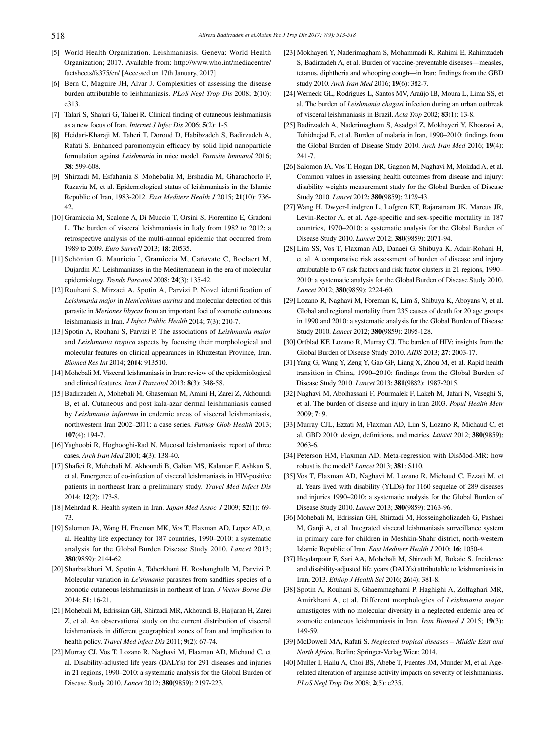[5] World Health Organization. Leishmaniasis. Geneva: World Health Organization; 2017. Available from: http://www.who.int/mediacentre/factsheets/fs375/en/ [Accessed on 17th January, 2017]

[6] Bern C, Maguire JH, Alvar J. Complexities of assessing the disease burden attributable to leishmaniasis. *PLoS Negl Trop Dis* 2008; **2**(10): e313.

[7] Talari S, Shajari G, Talaei R. Clinical finding of cutaneous leishmaniasis as a new focus of Iran. *Internet J Infec Dis* 2006; **5**(2): 1-5.

[8] Heidari-Kharaji M, Taheri T, Doroud D, Habibzadeh S, Badirzadeh A, Rafati S. Enhanced paromomycin efficacy by solid lipid nanoparticle formulation against *Leishmania* in mice model. *Parasite Immunol* 2016; **38**: 599-608.

[9] Shirzadi M, Esfahania S, Mohebalia M, Ershadia M, Gharachorlo F, Razavia M, et al. Epidemiological status of leishmaniasis in the Islamic Republic of Iran, 1983-2012. *East Mediterr Health J* 2015; **21**(10): 736-42.

[10] Gramiccia M, Scalone A, Di Muccio T, Orsini S, Fiorentino E, Gradoni L. The burden of visceral leishmaniasis in Italy from 1982 to 2012: a retrospective analysis of the multi-annual epidemic that occurred from 1989 to 2009. *Euro Surveill* 2013; **18**: 20535.

[11] Schönian G, Mauricio I, Gramiccia M, Cañavate C, Boelaert M, Dujardin JC. Leishmaniases in the Mediterranean in the era of molecular epidemiology. *Trends Parasitol* 2008; **24**(3): 135-42.

[12] Rouhani S, Mirzaei A, Spotin A, Parvizi P. Novel identification of *Leishmania major* in *Hemiechinus auritus* and molecular detection of this parasite in *Meriones libycus* from an important foci of zoonotic cutaneous leishmaniasis in Iran. *J Infect Public Health* 2014; **7**(3): 210-7.

[13] Spotin A, Rouhani S, Parvizi P. The associations of *Leishmania major* and *Leishmania tropica* aspects by focusing their morphological and molecular features on clinical appearances in Khuzestan Province, Iran. *Biomed Res Int* 2014; **2014**: 913510.

[14] Mohebali M. Visceral leishmaniasis in Iran: review of the epidemiological and clinical features. *Iran J Parasitol* 2013; **8**(3): 348-58.

[15] Badirzadeh A, Mohebali M, Ghasemian M, Amini H, Zarei Z, Akhoundi B, et al. Cutaneous and post kala-azar dermal leishmaniasis caused by *Leishmania infantum* in endemic areas of visceral leishmaniasis, northwestern Iran 2002–2011: a case series. *Pathog Glob Health* 2013; **107**(4): 194-7.

[16] Yaghoobi R, Hoghooghi-Rad N. Mucosal leishmaniasis: report of three cases. *Arch Iran Med* 2001; **4**(3): 138-40.

[17] Shafiei R, Mohebali M, Akhoundi B, Galian MS, Kalantar F, Ashkan S, et al. Emergence of co-infection of visceral leishmaniasis in HIV-positive patients in northeast Iran: a preliminary study. *Travel Med Infect Dis* 2014; **12**(2): 173-8.

[18] Mehrdad R. Health system in Iran. *Japan Med Assoc J* 2009; **52**(1): 69-73.

[19] Salomon JA, Wang H, Freeman MK, Vos T, Flaxman AD, Lopez AD, et al. Healthy life expectancy for 187 countries, 1990–2010: a systematic analysis for the Global Burden Disease Study 2010. *Lancet* 2013; **380**(9859): 2144-62.

[20] Sharbatkhori M, Spotin A, Taherkhani H, Roshanghalb M, Parvizi P. Molecular variation in *Leishmania* parasites from sandflies species of a zoonotic cutaneous leishmaniasis in northeast of Iran. *J Vector Borne Dis* 2014; **51**: 16-21.

[21] Mohebali M, Edrissian GH, Shirzadi MR, Akhoundi B, Hajjaran H, Zarei Z, et al. An observational study on the current distribution of visceral leishmaniasis in different geographical zones of Iran and implication to health policy. *Travel Med Infect Dis* 2011; **9**(2): 67-74.

[22] Murray CJ, Vos T, Lozano R, Naghavi M, Flaxman AD, Michaud C, et al. Disability-adjusted life years (DALYs) for 291 diseases and injuries in 21 regions, 1990–2010: a systematic analysis for the Global Burden of Disease Study 2010. *Lancet* 2012; **380**(9859): 2197-223.

[23] Mokhayeri Y, Naderimagham S, Mohammadi R, Rahimi E, Rahimzadeh S, Badirzadeh A, et al. Burden of vaccine-preventable diseases—measles, tetanus, diphtheria and whooping cough—in Iran: findings from the GBD study 2010. *Arch Iran Med* 2016; **19**(6): 382-7.

[24] Werneck GL, Rodrigues L, Santos MV, Araújo IB, Moura L, Lima SS, et al. The burden of *Leishmania chagasi* infection during an urban outbreak of visceral leishmaniasis in Brazil. *Acta Trop* 2002; **83**(1): 13-8.

[25] Badirzadeh A, Naderimagham S, Asadgol Z, Mokhayeri Y, Khosravi A, Tohidnejad E, et al. Burden of malaria in Iran, 1990–2010: findings from the Global Burden of Disease Study 2010. *Arch Iran Med* 2016; **19**(4): 241-7.

[26] Salomon JA, Vos T, Hogan DR, Gagnon M, Naghavi M, Mokdad A, et al. Common values in assessing health outcomes from disease and injury: disability weights measurement study for the Global Burden of Disease Study 2010. *Lancet* 2012; **380**(9859): 2129-43.

[27] Wang H, Dwyer-Lindgren L, Lofgren KT, Rajaratnam JK, Marcus JR, Levin-Rector A, et al. Age-specific and sex-specific mortality in 187 countries, 1970–2010: a systematic analysis for the Global Burden of Disease Study 2010. *Lancet* 2012; **380**(9859): 2071-94.

[28] Lim SS, Vos T, Flaxman AD, Danaei G, Shibuya K, Adair-Rohani H, et al. A comparative risk assessment of burden of disease and injury attributable to 67 risk factors and risk factor clusters in 21 regions, 1990–2010: a systematic analysis for the Global Burden of Disease Study 2010. *Lancet* 2012; **380**(9859): 2224-60.

[29] Lozano R, Naghavi M, Foreman K, Lim S, Shibuya K, Aboyans V, et al. Global and regional mortality from 235 causes of death for 20 age groups in 1990 and 2010: a systematic analysis for the Global Burden of Disease Study 2010. *Lancet* 2012; **380**(9859): 2095-128.

[30] Ortblad KF, Lozano R, Murray CJ. The burden of HIV: insights from the Global Burden of Disease Study 2010. *AIDS* 2013; **27**: 2003-17.

[31] Yang G, Wang Y, Zeng Y, Gao GF, Liang X, Zhou M, et al. Rapid health transition in China, 1990–2010: findings from the Global Burden of Disease Study 2010. *Lancet* 2013; **381**(9882): 1987-2015.

[32] Naghavi M, Abolhassani F, Pourmalek F, Lakeh M, Jafari N, Vaseghi S, et al. The burden of disease and injury in Iran 2003. *Popul Health Metr* 2009; **7**: 9.

[33] Murray CJL, Ezzati M, Flaxman AD, Lim S, Lozano R, Michaud C, et al. GBD 2010: design, definitions, and metrics. *Lancet* 2012; **380**(9859): 2063-6.

[34] Peterson HM, Flaxman AD. Meta-regression with DisMod-MR: how robust is the model? *Lancet* 2013; **381**: S110.

[35] Vos T, Flaxman AD, Naghavi M, Lozano R, Michaud C, Ezzati M, et al. Years lived with disability (YLDs) for 1160 sequelae of 289 diseases and injuries 1990–2010: a systematic analysis for the Global Burden of Disease Study 2010. *Lancet* 2013; **380**(9859): 2163-96.

[36] Mohebali M, Edrissian GH, Shirzadi M, Hosseingholizadeh G, Pashaei M, Ganji A, et al. Integrated visceral leishmaniasis surveillance system in primary care for children in Meshkin-Shahr district, north-western Islamic Republic of Iran. *East Mediterr Health J* 2010; **16**: 1050-4.

[37] Heydarpour F, Sari AA, Mohebali M, Shirzadi M, Bokaie S. Incidence and disability-adjusted life years (DALYs) attributable to leishmaniasis in Iran, 2013. *Ethiop J Health Sci* 2016; **26**(4): 381-8.

[38] Spotin A, Rouhani S, Ghaemmaghami P, Haghighi A, Zolfaghari MR, Amirkhani A, et al. Different morphologies of *Leishmania major* amastigotes with no molecular diversity in a neglected endemic area of zoonotic cutaneous leishmaniasis in Iran. *Iran Biomed J* 2015; **19**(3): 149-59.

[39] McDowell MA, Rafati S. *Neglected tropical diseases – Middle East and North Africa*. Berlin: Springer-Verlag Wien; 2014.

[40] Muller I, Hailu A, Choi BS, Abebe T, Fuentes JM, Munder M, et al. Age-related alteration of arginase activity impacts on severity of leishmaniasis. *PLoS Negl Trop Dis* 2008; **2**(5): e235.